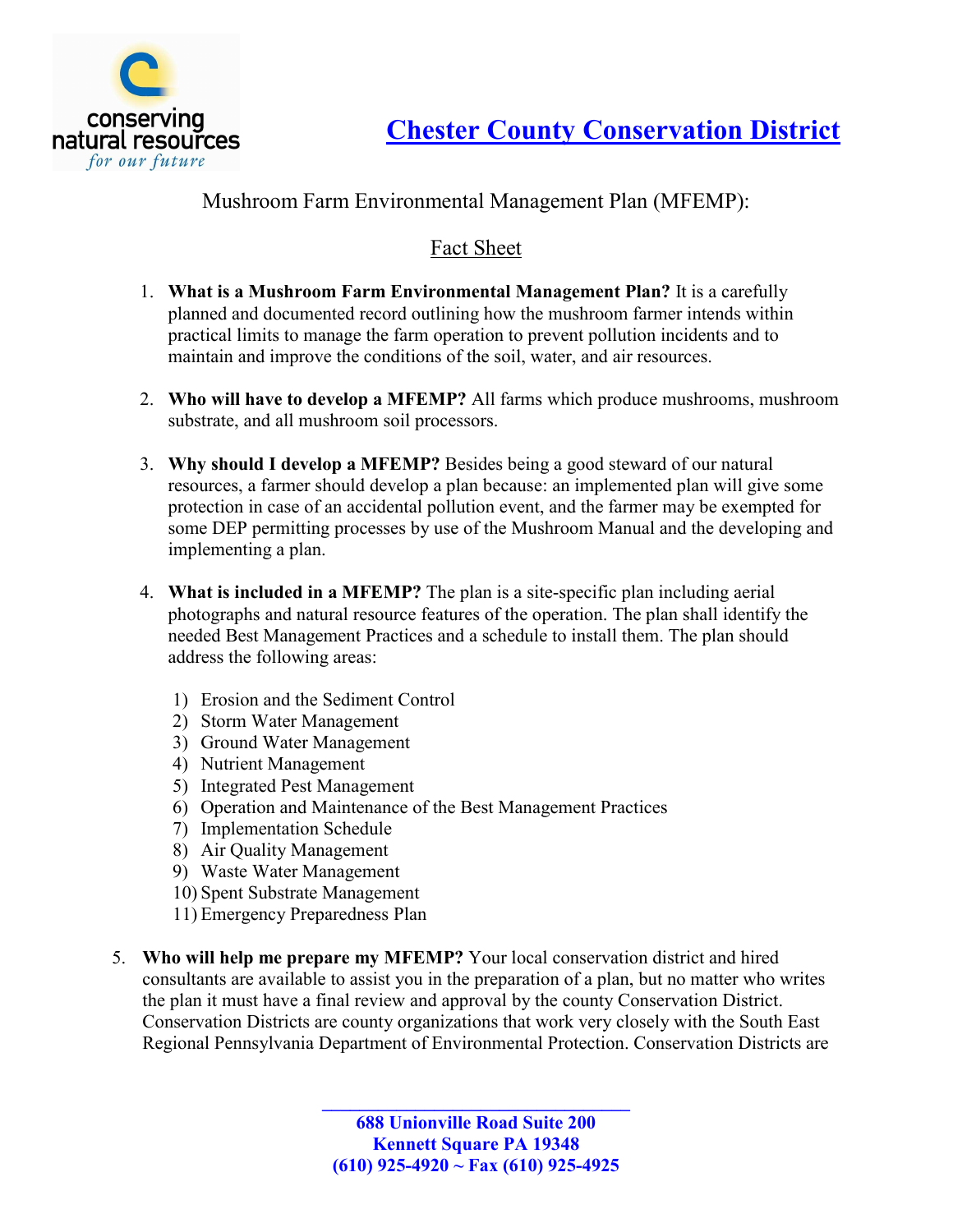conserving natural resources *for our future*

# Chester County Conservation District

Mushroom Farm Environmental Management Plan (MFEMP):

## Fact Sheet

1. **What is a Mushroom Farm Environmental Management Plan?** It is a carefully planned and documented record outlining how the mushroom farmer intends within practical limits to manage the farm operation to prevent pollution incidents and to maintain and improve the conditions of the soil, water, and air resources.

2. **Who will have to develop a MFEMP?** All farms which produce mushrooms, mushroom substrate, and all mushroom soil processors.

3. **Why should I develop a MFEMP?** Besides being a good steward of our natural resources, a farmer should develop a plan because: an implemented plan will give some protection in case of an accidental pollution event, and the farmer may be exempted for some DEP permitting processes by use of the Mushroom Manual and the developing and implementing a plan.

4. **What is included in a MFEMP?** The plan is a site-specific plan including aerial photographs and natural resource features of the operation. The plan shall identify the needed Best Management Practices and a schedule to install them. The plan should address the following areas:

   1) Erosion and the Sediment Control
   2) Storm Water Management
   3) Ground Water Management
   4) Nutrient Management
   5) Integrated Pest Management
   6) Operation and Maintenance of the Best Management Practices
   7) Implementation Schedule
   8) Air Quality Management
   9) Waste Water Management
   10) Spent Substrate Management
   11) Emergency Preparedness Plan

5. **Who will help me prepare my MFEMP?** Your local conservation district and hired consultants are available to assist you in the preparation of a plan, but no matter who writes the plan it must have a final review and approval by the county Conservation District. Conservation Districts are county organizations that work very closely with the South East Regional Pennsylvania Department of Environmental Protection. Conservation Districts are

688 Unionville Road Suite 200
Kennett Square PA 19348
(610) 925-4920 ~ Fax (610) 925-4925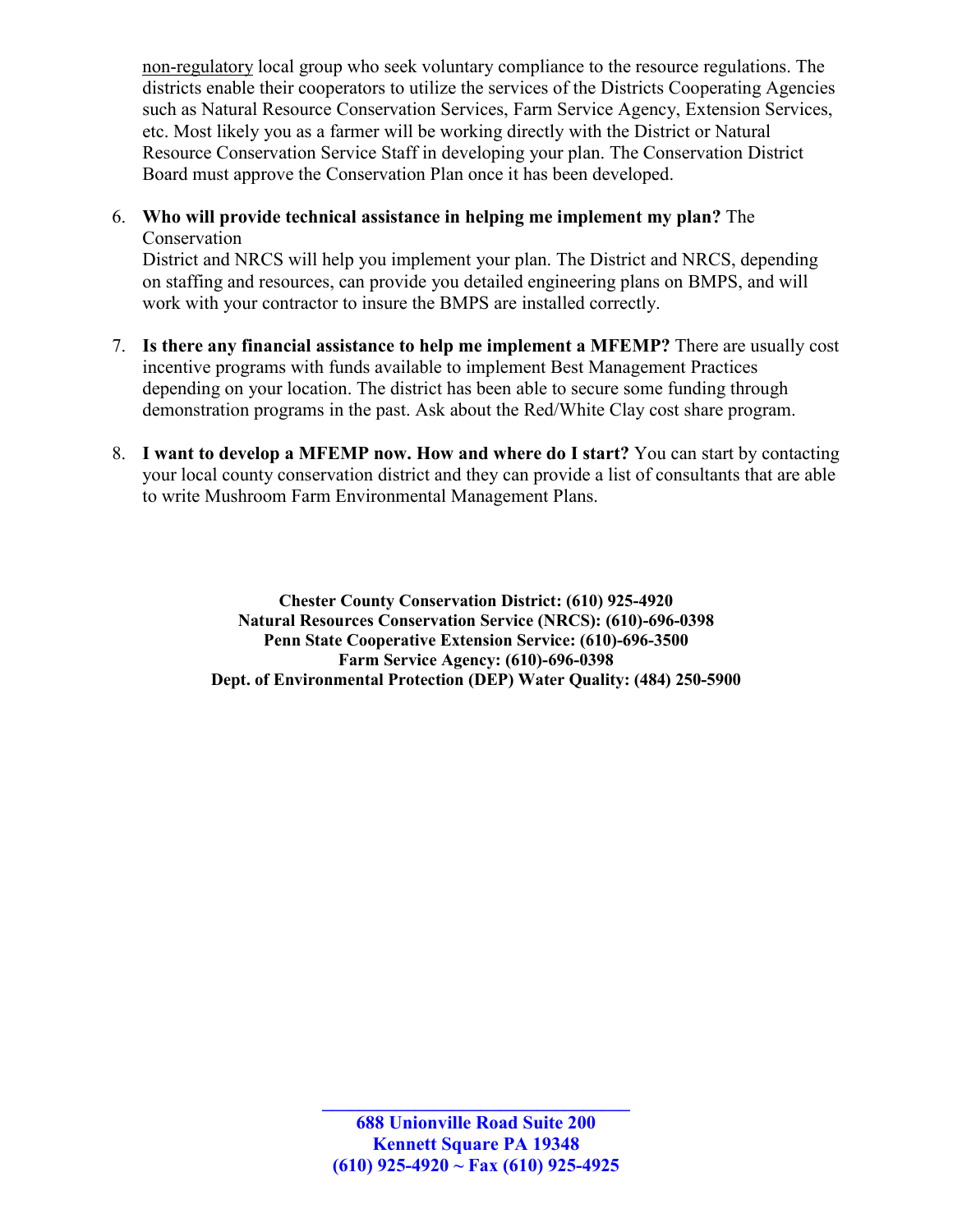non-regulatory local group who seek voluntary compliance to the resource regulations. The districts enable their cooperators to utilize the services of the Districts Cooperating Agencies such as Natural Resource Conservation Services, Farm Service Agency, Extension Services, etc. Most likely you as a farmer will be working directly with the District or Natural Resource Conservation Service Staff in developing your plan. The Conservation District Board must approve the Conservation Plan once it has been developed.

6. **Who will provide technical assistance in helping me implement my plan?** The Conservation District and NRCS will help you implement your plan. The District and NRCS, depending on staffing and resources, can provide you detailed engineering plans on BMPS, and will work with your contractor to insure the BMPS are installed correctly.

7. **Is there any financial assistance to help me implement a MFEMP?** There are usually cost incentive programs with funds available to implement Best Management Practices depending on your location. The district has been able to secure some funding through demonstration programs in the past. Ask about the Red/White Clay cost share program.

8. **I want to develop a MFEMP now. How and where do I start?** You can start by contacting your local county conservation district and they can provide a list of consultants that are able to write Mushroom Farm Environmental Management Plans.

**Chester County Conservation District: (610) 925-4920**
**Natural Resources Conservation Service (NRCS): (610)-696-0398**
**Penn State Cooperative Extension Service: (610)-696-3500**
**Farm Service Agency: (610)-696-0398**
**Dept. of Environmental Protection (DEP) Water Quality: (484) 250-5900**

**688 Unionville Road Suite 200**
**Kennett Square PA 19348**
**(610) 925-4920 ~ Fax (610) 925-4925**